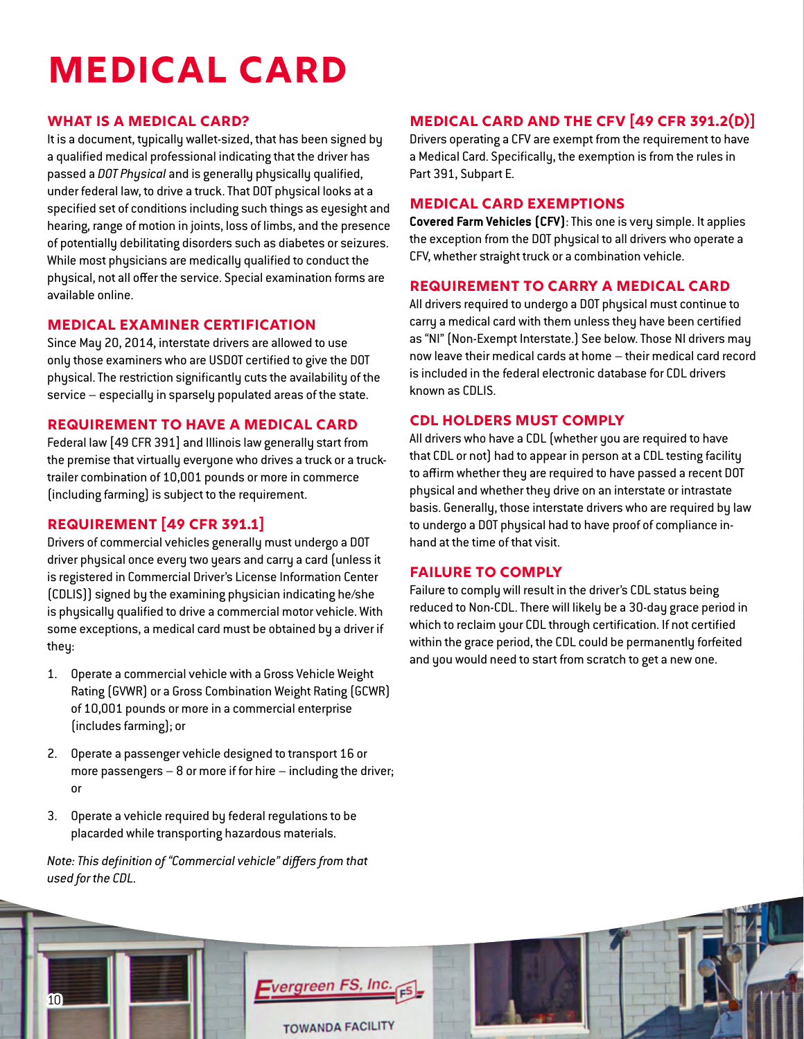# MEDICAL CARD

## WHAT IS A MEDICAL CARD?

It is a document, typically wallet-sized, that has been signed by a qualified medical professional indicating that the driver has passed a *DOT Physical* and is generally physically qualified, under federal law, to drive a truck. That DOT physical looks at a specified set of conditions including such things as eyesight and hearing, range of motion in joints, loss of limbs, and the presence of potentially debilitating disorders such as diabetes or seizures. While most physicians are medically qualified to conduct the physical, not all offer the service. Special examination forms are available online.

## MEDICAL EXAMINER CERTIFICATION

Since May 20, 2014, interstate drivers are allowed to use only those examiners who are USDOT certified to give the DOT physical. The restriction significantly cuts the availability of the service – especially in sparsely populated areas of the state.

## REQUIREMENT TO HAVE A MEDICAL CARD

Federal law [49 CFR 391] and Illinois law generally start from the premise that virtually everyone who drives a truck or a truck-trailer combination of 10,001 pounds or more in commerce (including farming) is subject to the requirement.

## REQUIREMENT [49 CFR 391.1]

Drivers of commercial vehicles generally must undergo a DOT driver physical once every two years and carry a card (unless it is registered in Commercial Driver's License Information Center (CDLIS)) signed by the examining physician indicating he/she is physically qualified to drive a commercial motor vehicle. With some exceptions, a medical card must be obtained by a driver if they:

1. Operate a commercial vehicle with a Gross Vehicle Weight Rating (GVWR) or a Gross Combination Weight Rating (GCWR) of 10,001 pounds or more in a commercial enterprise (includes farming); or
2. Operate a passenger vehicle designed to transport 16 or more passengers – 8 or more if for hire – including the driver; or
3. Operate a vehicle required by federal regulations to be placarded while transporting hazardous materials.

*Note: This definition of "Commercial vehicle" differs from that used for the CDL.*

## MEDICAL CARD AND THE CFV [49 CFR 391.2(D)]

Drivers operating a CFV are exempt from the requirement to have a Medical Card. Specifically, the exemption is from the rules in Part 391, Subpart E.

## MEDICAL CARD EXEMPTIONS

**Covered Farm Vehicles (CFV)**: This one is very simple. It applies the exception from the DOT physical to all drivers who operate a CFV, whether straight truck or a combination vehicle.

## REQUIREMENT TO CARRY A MEDICAL CARD

All drivers required to undergo a DOT physical must continue to carry a medical card with them unless they have been certified as "NI" (Non-Exempt Interstate.) See below. Those NI drivers may now leave their medical cards at home – their medical card record is included in the federal electronic database for CDL drivers known as CDLIS.

## CDL HOLDERS MUST COMPLY

All drivers who have a CDL (whether you are required to have that CDL or not) had to appear in person at a CDL testing facility to affirm whether they are required to have passed a recent DOT physical and whether they drive on an interstate or intrastate basis. Generally, those interstate drivers who are required by law to undergo a DOT physical had to have proof of compliance in-hand at the time of that visit.

## FAILURE TO COMPLY

Failure to comply will result in the driver's CDL status being reduced to Non-CDL. There will likely be a 30-day grace period in which to reclaim your CDL through certification. If not certified within the grace period, the CDL could be permanently forfeited and you would need to start from scratch to get a new one.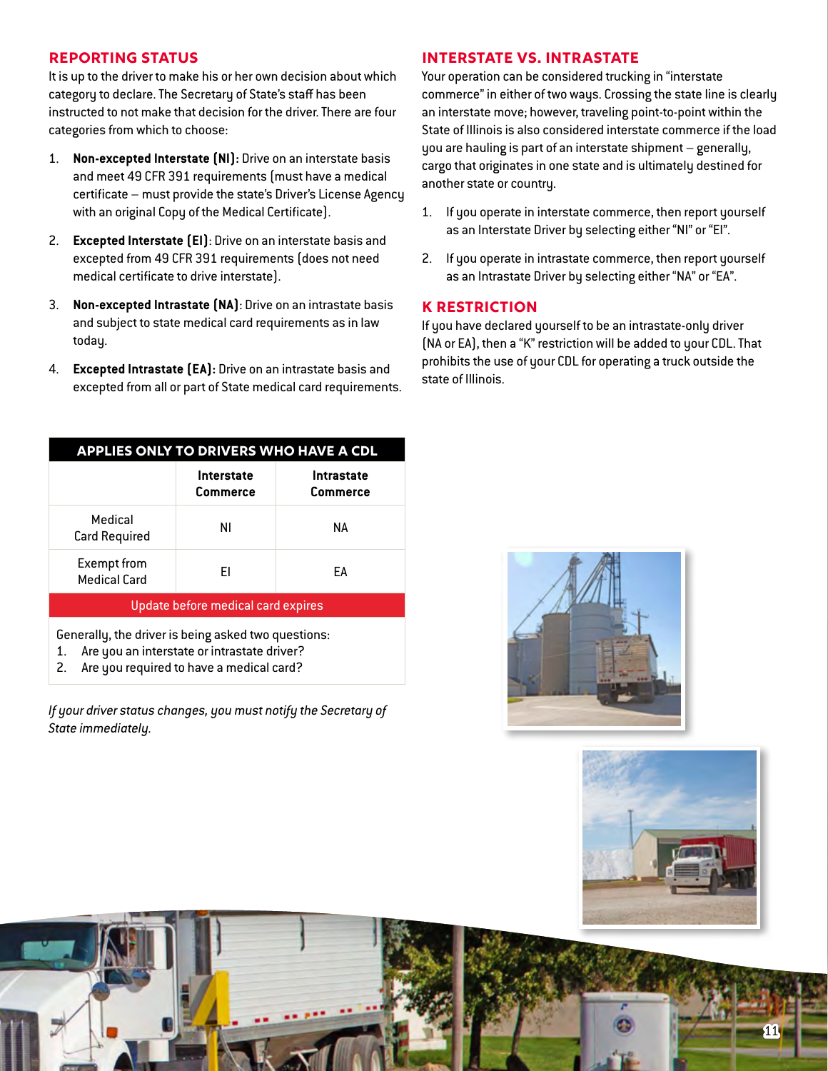## REPORTING STATUS

It is up to the driver to make his or her own decision about which category to declare. The Secretary of State's staff has been instructed to not make that decision for the driver. There are four categories from which to choose:

1. **Non-excepted Interstate (NI):** Drive on an interstate basis and meet 49 CFR 391 requirements (must have a medical certificate – must provide the state's Driver's License Agency with an original Copy of the Medical Certificate).
2. **Excepted Interstate (EI)**: Drive on an interstate basis and excepted from 49 CFR 391 requirements (does not need medical certificate to drive interstate).
3. **Non-excepted Intrastate (NA)**: Drive on an intrastate basis and subject to state medical card requirements as in law today.
4. **Excepted Intrastate (EA):** Drive on an intrastate basis and excepted from all or part of State medical card requirements.

| APPLIES ONLY TO DRIVERS WHO HAVE A CDL | | |
|---|---|---|
| | **Interstate Commerce** | **Intrastate Commerce** |
| Medical Card Required | NI | NA |
| Exempt from Medical Card | EI | EA |
| Update before medical card expires | | |

Generally, the driver is being asked two questions:
1. Are you an interstate or intrastate driver?
2. Are you required to have a medical card?

*If your driver status changes, you must notify the Secretary of State immediately.*

## INTERSTATE VS. INTRASTATE

Your operation can be considered trucking in "interstate commerce" in either of two ways. Crossing the state line is clearly an interstate move; however, traveling point-to-point within the State of Illinois is also considered interstate commerce if the load you are hauling is part of an interstate shipment – generally, cargo that originates in one state and is ultimately destined for another state or country.

1. If you operate in interstate commerce, then report yourself as an Interstate Driver by selecting either "NI" or "EI".
2. If you operate in intrastate commerce, then report yourself as an Intrastate Driver by selecting either "NA" or "EA".

## K RESTRICTION

If you have declared yourself to be an intrastate-only driver (NA or EA), then a "K" restriction will be added to your CDL. That prohibits the use of your CDL for operating a truck outside the state of Illinois.